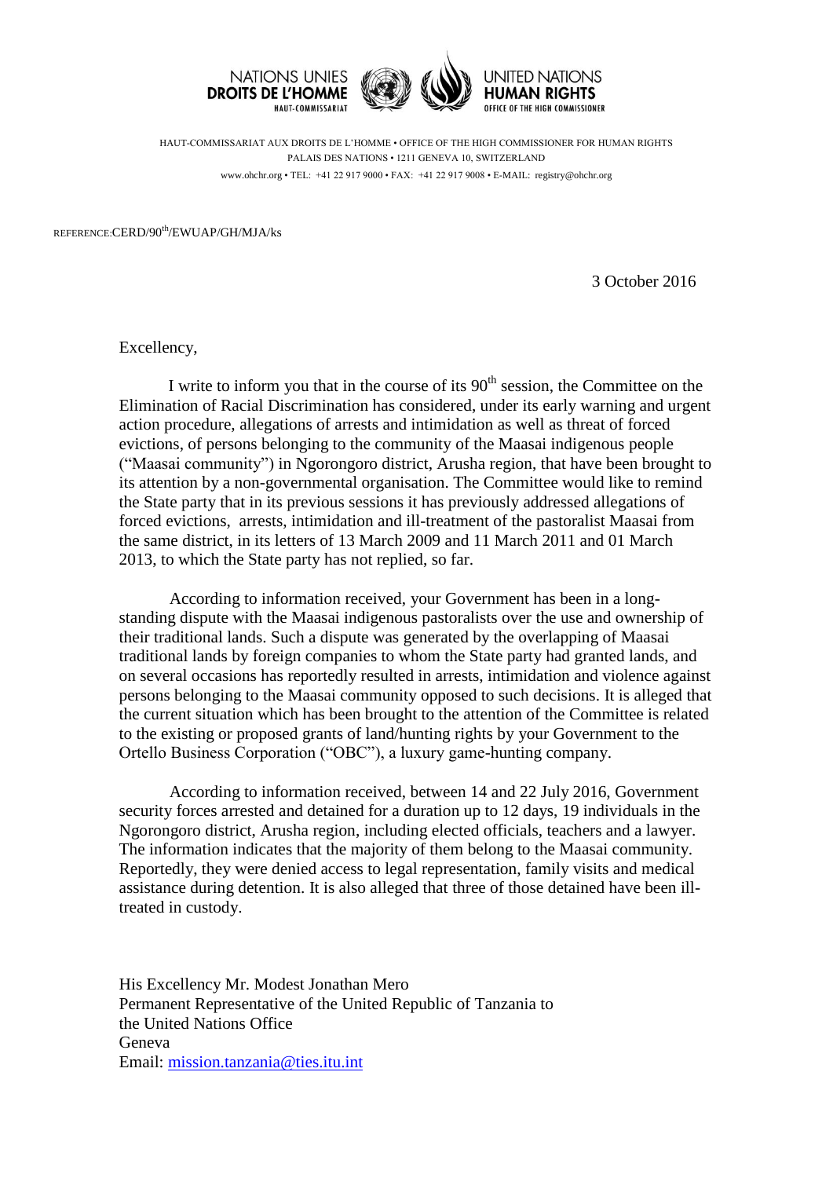NATIONS UNIES
**DROITS DE L'HOMME**
HAUT-COMMISSARIAT

UNITED NATIONS
**HUMAN RIGHTS**
OFFICE OF THE HIGH COMMISSIONER

HAUT-COMMISSARIAT AUX DROITS DE L'HOMME • OFFICE OF THE HIGH COMMISSIONER FOR HUMAN RIGHTS
PALAIS DES NATIONS • 1211 GENEVA 10, SWITZERLAND
www.ohchr.org • TEL: +41 22 917 9000 • FAX: +41 22 917 9008 • E-MAIL: registry@ohchr.org

REFERENCE:CERD/90th/EWUAP/GH/MJA/ks

3 October 2016

Excellency,

I write to inform you that in the course of its 90th session, the Committee on the Elimination of Racial Discrimination has considered, under its early warning and urgent action procedure, allegations of arrests and intimidation as well as threat of forced evictions, of persons belonging to the community of the Maasai indigenous people ("Maasai community") in Ngorongoro district, Arusha region, that have been brought to its attention by a non-governmental organisation. The Committee would like to remind the State party that in its previous sessions it has previously addressed allegations of forced evictions, arrests, intimidation and ill-treatment of the pastoralist Maasai from the same district, in its letters of 13 March 2009 and 11 March 2011 and 01 March 2013, to which the State party has not replied, so far.

According to information received, your Government has been in a long-standing dispute with the Maasai indigenous pastoralists over the use and ownership of their traditional lands. Such a dispute was generated by the overlapping of Maasai traditional lands by foreign companies to whom the State party had granted lands, and on several occasions has reportedly resulted in arrests, intimidation and violence against persons belonging to the Maasai community opposed to such decisions. It is alleged that the current situation which has been brought to the attention of the Committee is related to the existing or proposed grants of land/hunting rights by your Government to the Ortello Business Corporation ("OBC"), a luxury game-hunting company.

According to information received, between 14 and 22 July 2016, Government security forces arrested and detained for a duration up to 12 days, 19 individuals in the Ngorongoro district, Arusha region, including elected officials, teachers and a lawyer. The information indicates that the majority of them belong to the Maasai community. Reportedly, they were denied access to legal representation, family visits and medical assistance during detention. It is also alleged that three of those detained have been ill-treated in custody.

His Excellency Mr. Modest Jonathan Mero
Permanent Representative of the United Republic of Tanzania to
the United Nations Office
Geneva
Email: mission.tanzania@ties.itu.int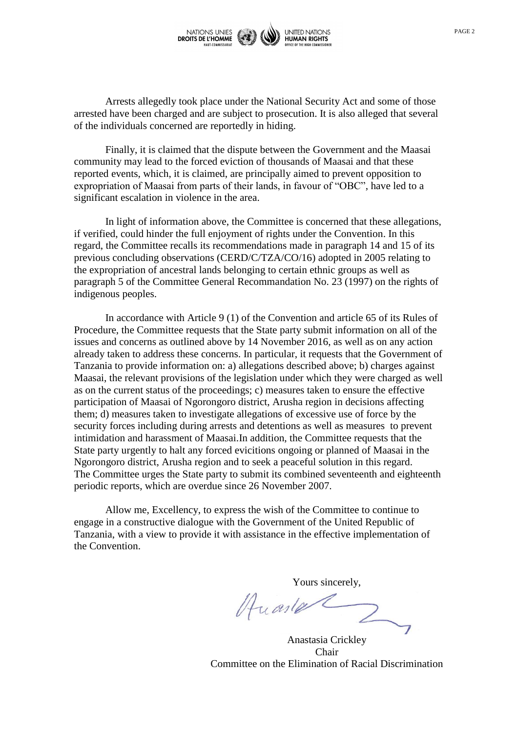Arrests allegedly took place under the National Security Act and some of those arrested have been charged and are subject to prosecution. It is also alleged that several of the individuals concerned are reportedly in hiding.

Finally, it is claimed that the dispute between the Government and the Maasai community may lead to the forced eviction of thousands of Maasai and that these reported events, which, it is claimed, are principally aimed to prevent opposition to expropriation of Maasai from parts of their lands, in favour of "OBC", have led to a significant escalation in violence in the area.

In light of information above, the Committee is concerned that these allegations, if verified, could hinder the full enjoyment of rights under the Convention. In this regard, the Committee recalls its recommendations made in paragraph 14 and 15 of its previous concluding observations (CERD/C/TZA/CO/16) adopted in 2005 relating to the expropriation of ancestral lands belonging to certain ethnic groups as well as paragraph 5 of the Committee General Recommandation No. 23 (1997) on the rights of indigenous peoples.

In accordance with Article 9 (1) of the Convention and article 65 of its Rules of Procedure, the Committee requests that the State party submit information on all of the issues and concerns as outlined above by 14 November 2016, as well as on any action already taken to address these concerns. In particular, it requests that the Government of Tanzania to provide information on: a) allegations described above; b) charges against Maasai, the relevant provisions of the legislation under which they were charged as well as on the current status of the proceedings; c) measures taken to ensure the effective participation of Maasai of Ngorongoro district, Arusha region in decisions affecting them; d) measures taken to investigate allegations of excessive use of force by the security forces including during arrests and detentions as well as measures to prevent intimidation and harassment of Maasai.In addition, the Committee requests that the State party urgently to halt any forced evicitions ongoing or planned of Maasai in the Ngorongoro district, Arusha region and to seek a peaceful solution in this regard. The Committee urges the State party to submit its combined seventeenth and eighteenth periodic reports, which are overdue since 26 November 2007.

Allow me, Excellency, to express the wish of the Committee to continue to engage in a constructive dialogue with the Government of the United Republic of Tanzania, with a view to provide it with assistance in the effective implementation of the Convention.

Yours sincerely,

Anastasia Crickley
Chair
Committee on the Elimination of Racial Discrimination